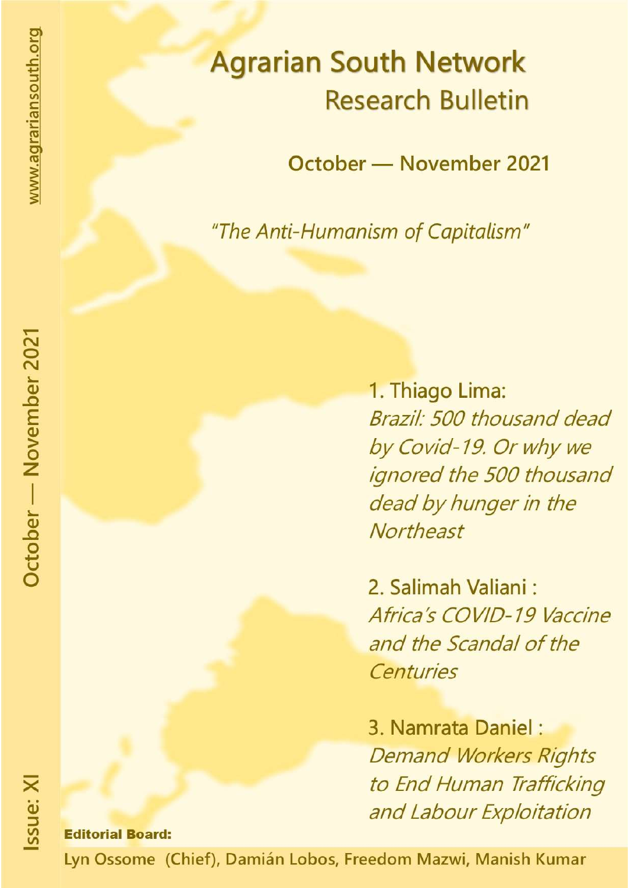# Agrarian South Network
## Research Bulletin

**October — November 2021**

*"The Anti-Humanism of Capitalism"*

www.agrariansouth.org

October — November 2021

Issue: XI

1. Thiago Lima: *Brazil: 500 thousand dead by Covid-19. Or why we ignored the 500 thousand dead by hunger in the Northeast*

2. Salimah Valiani : *Africa's COVID-19 Vaccine and the Scandal of the Centuries*

3. Namrata Daniel : *Demand Workers Rights to End Human Trafficking and Labour Exploitation*

**Editorial Board:**

Lyn Ossome (Chief), Damián Lobos, Freedom Mazwi, Manish Kumar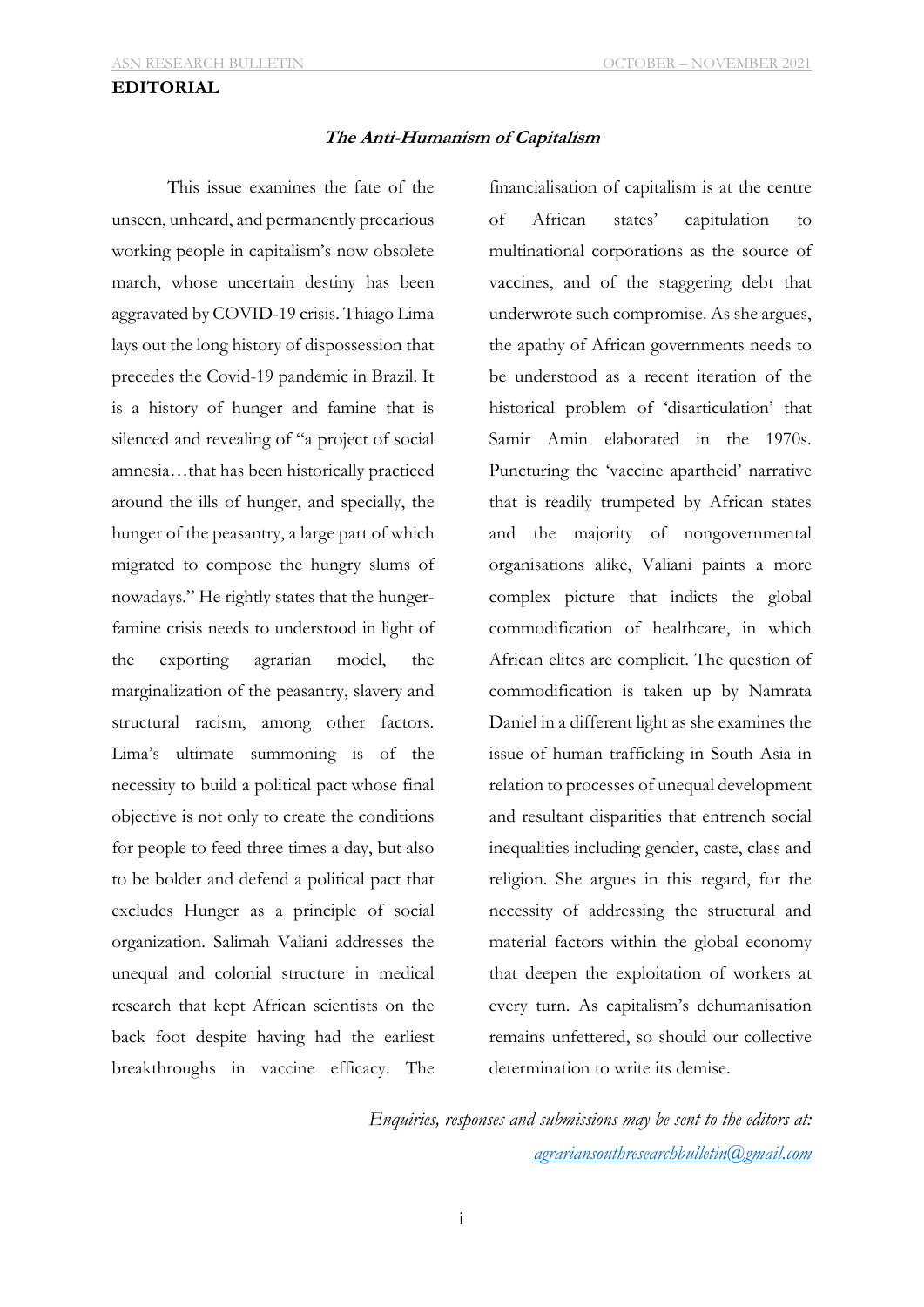# EDITORIAL

### *The Anti-Humanism of Capitalism*

This issue examines the fate of the unseen, unheard, and permanently precarious working people in capitalism's now obsolete march, whose uncertain destiny has been aggravated by COVID-19 crisis. Thiago Lima lays out the long history of dispossession that precedes the Covid-19 pandemic in Brazil. It is a history of hunger and famine that is silenced and revealing of "a project of social amnesia…that has been historically practiced around the ills of hunger, and specially, the hunger of the peasantry, a large part of which migrated to compose the hungry slums of nowadays." He rightly states that the hunger-famine crisis needs to understood in light of the exporting agrarian model, the marginalization of the peasantry, slavery and structural racism, among other factors. Lima's ultimate summoning is of the necessity to build a political pact whose final objective is not only to create the conditions for people to feed three times a day, but also to be bolder and defend a political pact that excludes Hunger as a principle of social organization. Salimah Valiani addresses the unequal and colonial structure in medical research that kept African scientists on the back foot despite having had the earliest breakthroughs in vaccine efficacy. The financialisation of capitalism is at the centre of African states' capitulation to multinational corporations as the source of vaccines, and of the staggering debt that underwrote such compromise. As she argues, the apathy of African governments needs to be understood as a recent iteration of the historical problem of 'disarticulation' that Samir Amin elaborated in the 1970s. Puncturing the 'vaccine apartheid' narrative that is readily trumpeted by African states and the majority of nongovernmental organisations alike, Valiani paints a more complex picture that indicts the global commodification of healthcare, in which African elites are complicit. The question of commodification is taken up by Namrata Daniel in a different light as she examines the issue of human trafficking in South Asia in relation to processes of unequal development and resultant disparities that entrench social inequalities including gender, caste, class and religion. She argues in this regard, for the necessity of addressing the structural and material factors within the global economy that deepen the exploitation of workers at every turn. As capitalism's dehumanisation remains unfettered, so should our collective determination to write its demise.

*Enquiries, responses and submissions may be sent to the editors at: [agrariansouthresearchbulletin@gmail.com](mailto:agrariansouthresearchbulletin@gmail.com)*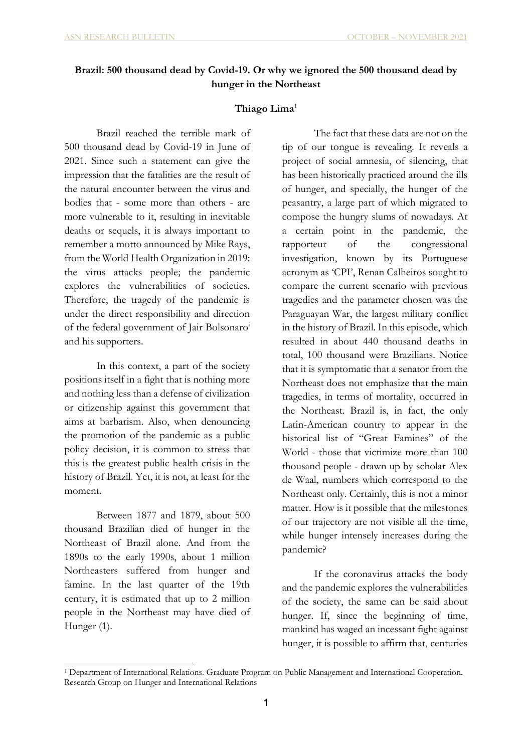**Brazil: 500 thousand dead by Covid-19. Or why we ignored the 500 thousand dead by hunger in the Northeast**

**Thiago Lima**[1]

Brazil reached the terrible mark of 500 thousand dead by Covid-19 in June of 2021. Since such a statement can give the impression that the fatalities are the result of the natural encounter between the virus and bodies that - some more than others - are more vulnerable to it, resulting in inevitable deaths or sequels, it is always important to remember a motto announced by Mike Rays, from the World Health Organization in 2019: the virus attacks people; the pandemic explores the vulnerabilities of societies. Therefore, the tragedy of the pandemic is under the direct responsibility and direction of the federal government of Jair Bolsonaro[i] and his supporters.

In this context, a part of the society positions itself in a fight that is nothing more and nothing less than a defense of civilization or citizenship against this government that aims at barbarism. Also, when denouncing the promotion of the pandemic as a public policy decision, it is common to stress that this is the greatest public health crisis in the history of Brazil. Yet, it is not, at least for the moment.

Between 1877 and 1879, about 500 thousand Brazilian died of hunger in the Northeast of Brazil alone. And from the 1890s to the early 1990s, about 1 million Northeasters suffered from hunger and famine. In the last quarter of the 19th century, it is estimated that up to 2 million people in the Northeast may have died of Hunger (1).

The fact that these data are not on the tip of our tongue is revealing. It reveals a project of social amnesia, of silencing, that has been historically practiced around the ills of hunger, and specially, the hunger of the peasantry, a large part of which migrated to compose the hungry slums of nowadays. At a certain point in the pandemic, the rapporteur of the congressional investigation, known by its Portuguese acronym as 'CPI', Renan Calheiros sought to compare the current scenario with previous tragedies and the parameter chosen was the Paraguayan War, the largest military conflict in the history of Brazil. In this episode, which resulted in about 440 thousand deaths in total, 100 thousand were Brazilians. Notice that it is symptomatic that a senator from the Northeast does not emphasize that the main tragedies, in terms of mortality, occurred in the Northeast. Brazil is, in fact, the only Latin-American country to appear in the historical list of "Great Famines" of the World - those that victimize more than 100 thousand people - drawn up by scholar Alex de Waal, numbers which correspond to the Northeast only. Certainly, this is not a minor matter. How is it possible that the milestones of our trajectory are not visible all the time, while hunger intensely increases during the pandemic?

If the coronavirus attacks the body and the pandemic explores the vulnerabilities of the society, the same can be said about hunger. If, since the beginning of time, mankind has waged an incessant fight against hunger, it is possible to affirm that, centuries

[1] Department of International Relations. Graduate Program on Public Management and International Cooperation. Research Group on Hunger and International Relations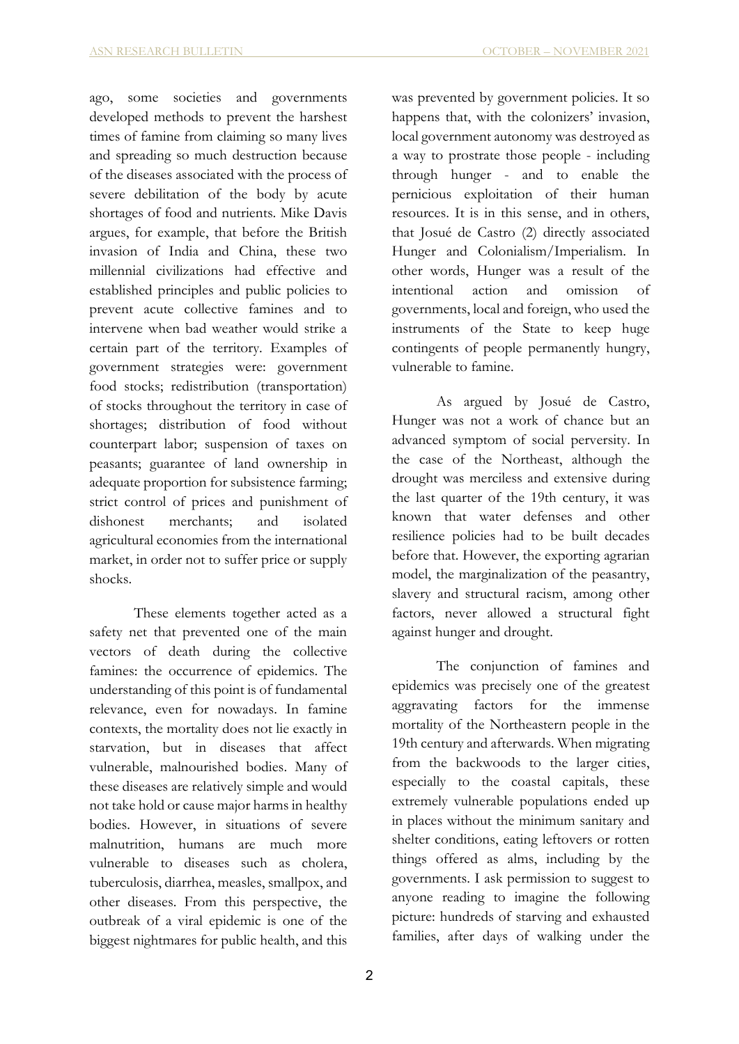ago, some societies and governments developed methods to prevent the harshest times of famine from claiming so many lives and spreading so much destruction because of the diseases associated with the process of severe debilitation of the body by acute shortages of food and nutrients. Mike Davis argues, for example, that before the British invasion of India and China, these two millennial civilizations had effective and established principles and public policies to prevent acute collective famines and to intervene when bad weather would strike a certain part of the territory. Examples of government strategies were: government food stocks; redistribution (transportation) of stocks throughout the territory in case of shortages; distribution of food without counterpart labor; suspension of taxes on peasants; guarantee of land ownership in adequate proportion for subsistence farming; strict control of prices and punishment of dishonest merchants; and isolated agricultural economies from the international market, in order not to suffer price or supply shocks.

These elements together acted as a safety net that prevented one of the main vectors of death during the collective famines: the occurrence of epidemics. The understanding of this point is of fundamental relevance, even for nowadays. In famine contexts, the mortality does not lie exactly in starvation, but in diseases that affect vulnerable, malnourished bodies. Many of these diseases are relatively simple and would not take hold or cause major harms in healthy bodies. However, in situations of severe malnutrition, humans are much more vulnerable to diseases such as cholera, tuberculosis, diarrhea, measles, smallpox, and other diseases. From this perspective, the outbreak of a viral epidemic is one of the biggest nightmares for public health, and this was prevented by government policies. It so happens that, with the colonizers' invasion, local government autonomy was destroyed as a way to prostrate those people - including through hunger - and to enable the pernicious exploitation of their human resources. It is in this sense, and in others, that Josué de Castro (2) directly associated Hunger and Colonialism/Imperialism. In other words, Hunger was a result of the intentional action and omission of governments, local and foreign, who used the instruments of the State to keep huge contingents of people permanently hungry, vulnerable to famine.

As argued by Josué de Castro, Hunger was not a work of chance but an advanced symptom of social perversity. In the case of the Northeast, although the drought was merciless and extensive during the last quarter of the 19th century, it was known that water defenses and other resilience policies had to be built decades before that. However, the exporting agrarian model, the marginalization of the peasantry, slavery and structural racism, among other factors, never allowed a structural fight against hunger and drought.

The conjunction of famines and epidemics was precisely one of the greatest aggravating factors for the immense mortality of the Northeastern people in the 19th century and afterwards. When migrating from the backwoods to the larger cities, especially to the coastal capitals, these extremely vulnerable populations ended up in places without the minimum sanitary and shelter conditions, eating leftovers or rotten things offered as alms, including by the governments. I ask permission to suggest to anyone reading to imagine the following picture: hundreds of starving and exhausted families, after days of walking under the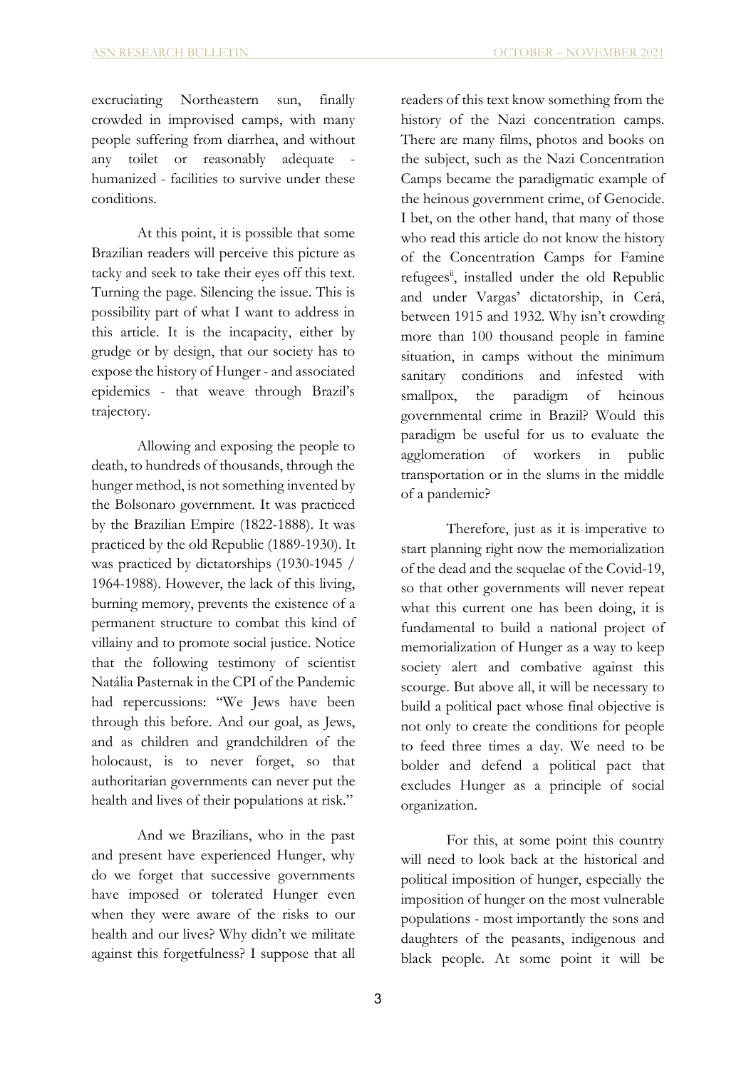excruciating Northeastern sun, finally crowded in improvised camps, with many people suffering from diarrhea, and without any toilet or reasonably adequate - humanized - facilities to survive under these conditions.

At this point, it is possible that some Brazilian readers will perceive this picture as tacky and seek to take their eyes off this text. Turning the page. Silencing the issue. This is possibility part of what I want to address in this article. It is the incapacity, either by grudge or by design, that our society has to expose the history of Hunger - and associated epidemics - that weave through Brazil's trajectory.

Allowing and exposing the people to death, to hundreds of thousands, through the hunger method, is not something invented by the Bolsonaro government. It was practiced by the Brazilian Empire (1822-1888). It was practiced by the old Republic (1889-1930). It was practiced by dictatorships (1930-1945 / 1964-1988). However, the lack of this living, burning memory, prevents the existence of a permanent structure to combat this kind of villainy and to promote social justice. Notice that the following testimony of scientist Natália Pasternak in the CPI of the Pandemic had repercussions: "We Jews have been through this before. And our goal, as Jews, and as children and grandchildren of the holocaust, is to never forget, so that authoritarian governments can never put the health and lives of their populations at risk."

And we Brazilians, who in the past and present have experienced Hunger, why do we forget that successive governments have imposed or tolerated Hunger even when they were aware of the risks to our health and our lives? Why didn't we militate against this forgetfulness? I suppose that all readers of this text know something from the history of the Nazi concentration camps. There are many films, photos and books on the subject, such as the Nazi Concentration Camps became the paradigmatic example of the heinous government crime, of Genocide. I bet, on the other hand, that many of those who read this article do not know the history of the Concentration Camps for Famine refugees[ii], installed under the old Republic and under Vargas' dictatorship, in Cerá, between 1915 and 1932. Why isn't crowding more than 100 thousand people in famine situation, in camps without the minimum sanitary conditions and infested with smallpox, the paradigm of heinous governmental crime in Brazil? Would this paradigm be useful for us to evaluate the agglomeration of workers in public transportation or in the slums in the middle of a pandemic?

Therefore, just as it is imperative to start planning right now the memorialization of the dead and the sequelae of the Covid-19, so that other governments will never repeat what this current one has been doing, it is fundamental to build a national project of memorialization of Hunger as a way to keep society alert and combative against this scourge. But above all, it will be necessary to build a political pact whose final objective is not only to create the conditions for people to feed three times a day. We need to be bolder and defend a political pact that excludes Hunger as a principle of social organization.

For this, at some point this country will need to look back at the historical and political imposition of hunger, especially the imposition of hunger on the most vulnerable populations - most importantly the sons and daughters of the peasants, indigenous and black people. At some point it will be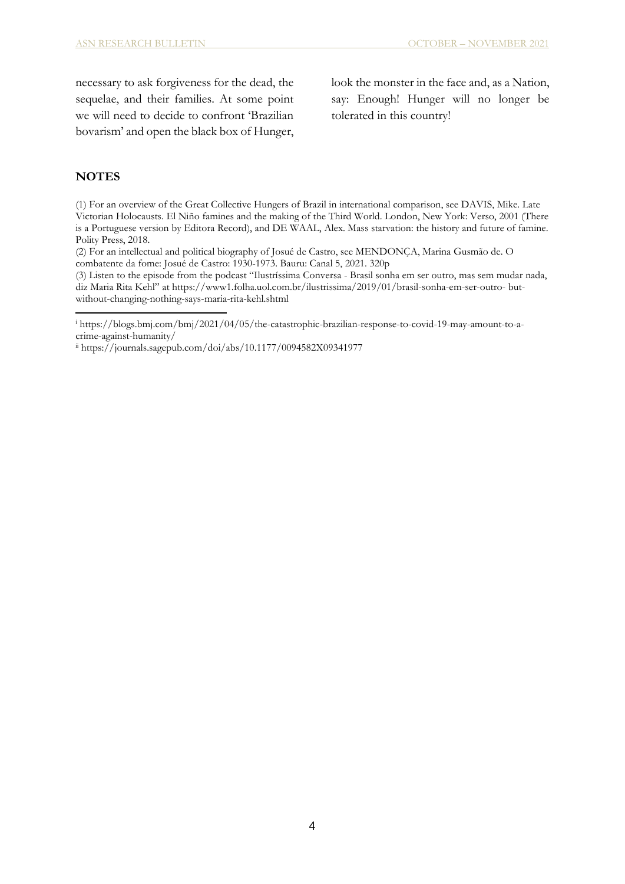necessary to ask forgiveness for the dead, the sequelae, and their families. At some point we will need to decide to confront 'Brazilian bovarism' and open the black box of Hunger, look the monster in the face and, as a Nation, say: Enough! Hunger will no longer be tolerated in this country!

## NOTES

(1) For an overview of the Great Collective Hungers of Brazil in international comparison, see DAVIS, Mike. Late Victorian Holocausts. El Niño famines and the making of the Third World. London, New York: Verso, 2001 (There is a Portuguese version by Editora Record), and DE WAAL, Alex. Mass starvation: the history and future of famine. Polity Press, 2018.

(2) For an intellectual and political biography of Josué de Castro, see MENDONÇA, Marina Gusmão de. O combatente da fome: Josué de Castro: 1930-1973. Bauru: Canal 5, 2021. 320p

(3) Listen to the episode from the podcast "Ilustríssima Conversa - Brasil sonha em ser outro, mas sem mudar nada, diz Maria Rita Kehl" at https://www1.folha.uol.com.br/ilustrissima/2019/01/brasil-sonha-em-ser-outro- but-without-changing-nothing-says-maria-rita-kehl.shtml

---

[i] https://blogs.bmj.com/bmj/2021/04/05/the-catastrophic-brazilian-response-to-covid-19-may-amount-to-a-crime-against-humanity/

[ii] https://journals.sagepub.com/doi/abs/10.1177/0094582X09341977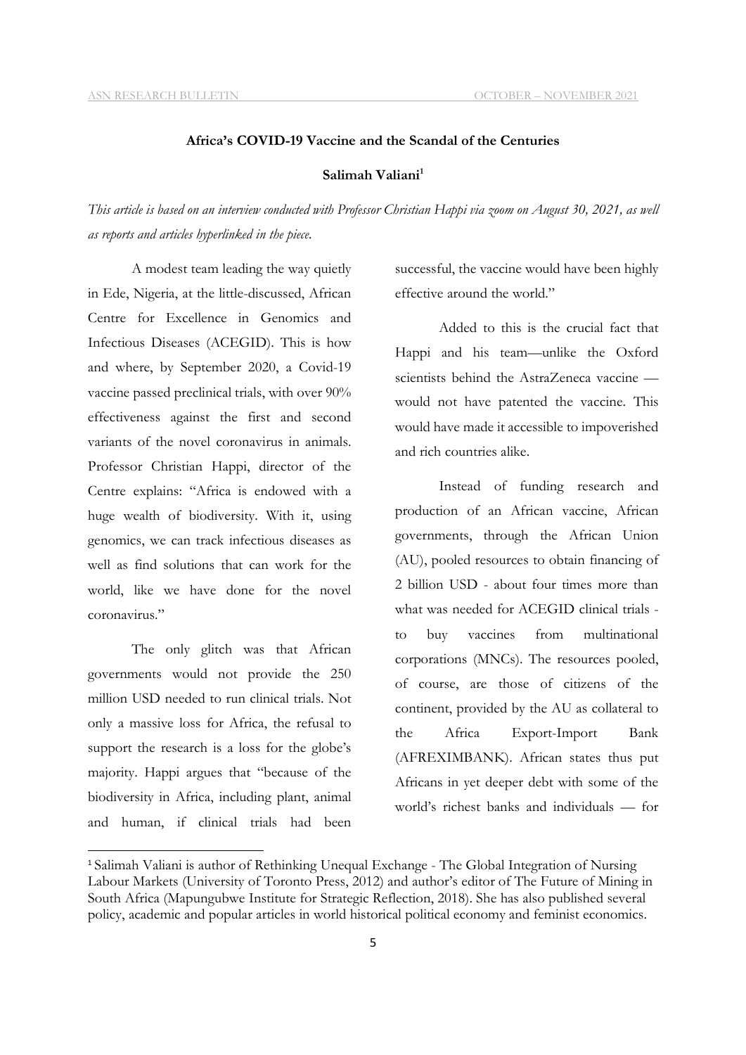**Africa's COVID-19 Vaccine and the Scandal of the Centuries**

**Salimah Valiani**[1]

*This article is based on an interview conducted with Professor Christian Happi via zoom on August 30, 2021, as well as reports and articles hyperlinked in the piece.*

A modest team leading the way quietly in Ede, Nigeria, at the little-discussed, African Centre for Excellence in Genomics and Infectious Diseases (ACEGID). This is how and where, by September 2020, a Covid-19 vaccine passed preclinical trials, with over 90% effectiveness against the first and second variants of the novel coronavirus in animals. Professor Christian Happi, director of the Centre explains: "Africa is endowed with a huge wealth of biodiversity. With it, using genomics, we can track infectious diseases as well as find solutions that can work for the world, like we have done for the novel coronavirus."

The only glitch was that African governments would not provide the 250 million USD needed to run clinical trials. Not only a massive loss for Africa, the refusal to support the research is a loss for the globe's majority. Happi argues that "because of the biodiversity in Africa, including plant, animal and human, if clinical trials had been successful, the vaccine would have been highly effective around the world."

Added to this is the crucial fact that Happi and his team—unlike the Oxford scientists behind the AstraZeneca vaccine — would not have patented the vaccine. This would have made it accessible to impoverished and rich countries alike.

Instead of funding research and production of an African vaccine, African governments, through the African Union (AU), pooled resources to obtain financing of 2 billion USD - about four times more than what was needed for ACEGID clinical trials - to buy vaccines from multinational corporations (MNCs). The resources pooled, of course, are those of citizens of the continent, provided by the AU as collateral to the Africa Export-Import Bank (AFREXIMBANK). African states thus put Africans in yet deeper debt with some of the world's richest banks and individuals — for

---

[1] Salimah Valiani is author of Rethinking Unequal Exchange - The Global Integration of Nursing Labour Markets (University of Toronto Press, 2012) and author's editor of The Future of Mining in South Africa (Mapungubwe Institute for Strategic Reflection, 2018). She has also published several policy, academic and popular articles in world historical political economy and feminist economics.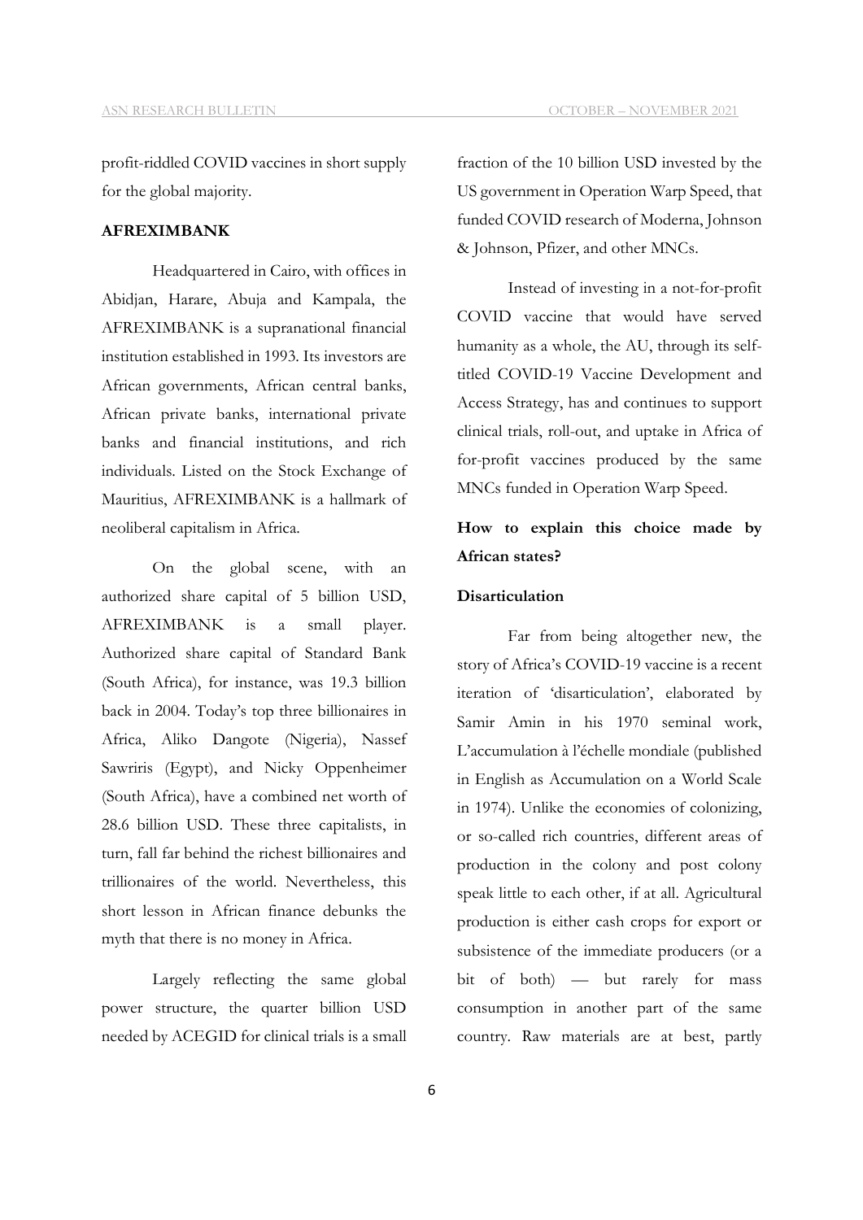profit-riddled COVID vaccines in short supply for the global majority.

**AFREXIMBANK**

Headquartered in Cairo, with offices in Abidjan, Harare, Abuja and Kampala, the AFREXIMBANK is a supranational financial institution established in 1993. Its investors are African governments, African central banks, African private banks, international private banks and financial institutions, and rich individuals. Listed on the Stock Exchange of Mauritius, AFREXIMBANK is a hallmark of neoliberal capitalism in Africa.

On the global scene, with an authorized share capital of 5 billion USD, AFREXIMBANK is a small player. Authorized share capital of Standard Bank (South Africa), for instance, was 19.3 billion back in 2004. Today's top three billionaires in Africa, Aliko Dangote (Nigeria), Nassef Sawriris (Egypt), and Nicky Oppenheimer (South Africa), have a combined net worth of 28.6 billion USD. These three capitalists, in turn, fall far behind the richest billionaires and trillionaires of the world. Nevertheless, this short lesson in African finance debunks the myth that there is no money in Africa.

Largely reflecting the same global power structure, the quarter billion USD needed by ACEGID for clinical trials is a small fraction of the 10 billion USD invested by the US government in Operation Warp Speed, that funded COVID research of Moderna, Johnson & Johnson, Pfizer, and other MNCs.

Instead of investing in a not-for-profit COVID vaccine that would have served humanity as a whole, the AU, through its self-titled COVID-19 Vaccine Development and Access Strategy, has and continues to support clinical trials, roll-out, and uptake in Africa of for-profit vaccines produced by the same MNCs funded in Operation Warp Speed.

**How to explain this choice made by African states?**

**Disarticulation**

Far from being altogether new, the story of Africa's COVID-19 vaccine is a recent iteration of 'disarticulation', elaborated by Samir Amin in his 1970 seminal work, L'accumulation à l'échelle mondiale (published in English as Accumulation on a World Scale in 1974). Unlike the economies of colonizing, or so-called rich countries, different areas of production in the colony and post colony speak little to each other, if at all. Agricultural production is either cash crops for export or subsistence of the immediate producers (or a bit of both) — but rarely for mass consumption in another part of the same country. Raw materials are at best, partly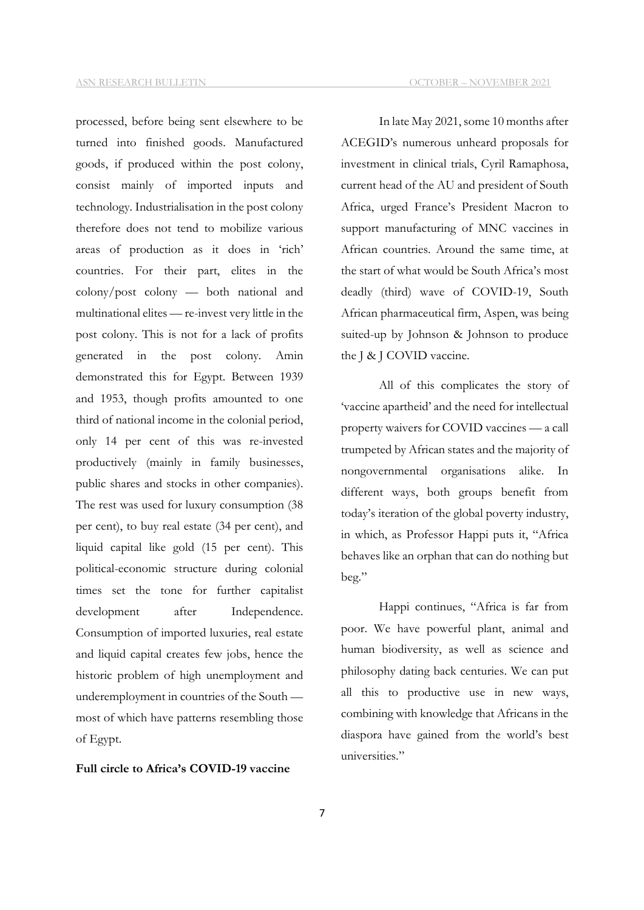processed, before being sent elsewhere to be turned into finished goods. Manufactured goods, if produced within the post colony, consist mainly of imported inputs and technology. Industrialisation in the post colony therefore does not tend to mobilize various areas of production as it does in 'rich' countries. For their part, elites in the colony/post colony — both national and multinational elites — re-invest very little in the post colony. This is not for a lack of profits generated in the post colony. Amin demonstrated this for Egypt. Between 1939 and 1953, though profits amounted to one third of national income in the colonial period, only 14 per cent of this was re-invested productively (mainly in family businesses, public shares and stocks in other companies). The rest was used for luxury consumption (38 per cent), to buy real estate (34 per cent), and liquid capital like gold (15 per cent). This political-economic structure during colonial times set the tone for further capitalist development after Independence. Consumption of imported luxuries, real estate and liquid capital creates few jobs, hence the historic problem of high unemployment and underemployment in countries of the South — most of which have patterns resembling those of Egypt.

**Full circle to Africa's COVID-19 vaccine**

In late May 2021, some 10 months after ACEGID's numerous unheard proposals for investment in clinical trials, Cyril Ramaphosa, current head of the AU and president of South Africa, urged France's President Macron to support manufacturing of MNC vaccines in African countries. Around the same time, at the start of what would be South Africa's most deadly (third) wave of COVID-19, South African pharmaceutical firm, Aspen, was being suited-up by Johnson & Johnson to produce the J & J COVID vaccine.

All of this complicates the story of 'vaccine apartheid' and the need for intellectual property waivers for COVID vaccines — a call trumpeted by African states and the majority of nongovernmental organisations alike. In different ways, both groups benefit from today's iteration of the global poverty industry, in which, as Professor Happi puts it, "Africa behaves like an orphan that can do nothing but beg."

Happi continues, "Africa is far from poor. We have powerful plant, animal and human biodiversity, as well as science and philosophy dating back centuries. We can put all this to productive use in new ways, combining with knowledge that Africans in the diaspora have gained from the world's best universities."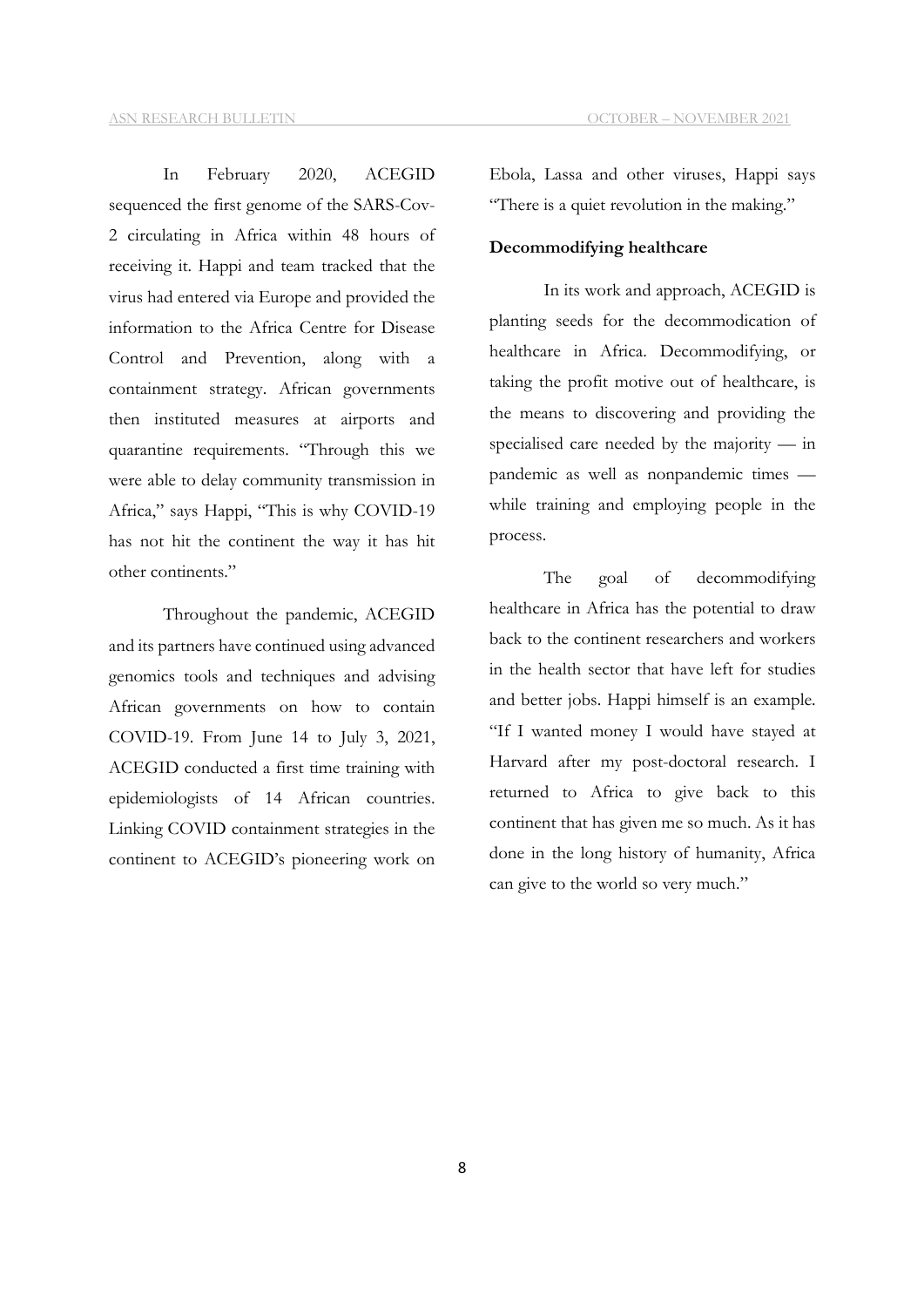In February 2020, ACEGID sequenced the first genome of the SARS-Cov-2 circulating in Africa within 48 hours of receiving it. Happi and team tracked that the virus had entered via Europe and provided the information to the Africa Centre for Disease Control and Prevention, along with a containment strategy. African governments then instituted measures at airports and quarantine requirements. "Through this we were able to delay community transmission in Africa," says Happi, "This is why COVID-19 has not hit the continent the way it has hit other continents."

Throughout the pandemic, ACEGID and its partners have continued using advanced genomics tools and techniques and advising African governments on how to contain COVID-19. From June 14 to July 3, 2021, ACEGID conducted a first time training with epidemiologists of 14 African countries. Linking COVID containment strategies in the continent to ACEGID's pioneering work on Ebola, Lassa and other viruses, Happi says "There is a quiet revolution in the making."

**Decommodifying healthcare**

In its work and approach, ACEGID is planting seeds for the decommodication of healthcare in Africa. Decommodifying, or taking the profit motive out of healthcare, is the means to discovering and providing the specialised care needed by the majority — in pandemic as well as nonpandemic times — while training and employing people in the process.

The goal of decommodifying healthcare in Africa has the potential to draw back to the continent researchers and workers in the health sector that have left for studies and better jobs. Happi himself is an example. "If I wanted money I would have stayed at Harvard after my post-doctoral research. I returned to Africa to give back to this continent that has given me so much. As it has done in the long history of humanity, Africa can give to the world so very much."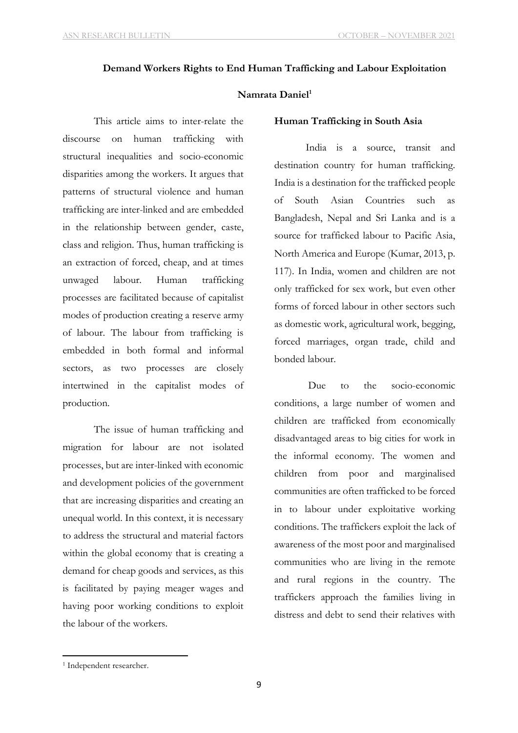**Demand Workers Rights to End Human Trafficking and Labour Exploitation**

**Namrata Daniel**[1]

This article aims to inter-relate the discourse on human trafficking with structural inequalities and socio-economic disparities among the workers. It argues that patterns of structural violence and human trafficking are inter-linked and are embedded in the relationship between gender, caste, class and religion. Thus, human trafficking is an extraction of forced, cheap, and at times unwaged labour. Human trafficking processes are facilitated because of capitalist modes of production creating a reserve army of labour. The labour from trafficking is embedded in both formal and informal sectors, as two processes are closely intertwined in the capitalist modes of production.

The issue of human trafficking and migration for labour are not isolated processes, but are inter-linked with economic and development policies of the government that are increasing disparities and creating an unequal world. In this context, it is necessary to address the structural and material factors within the global economy that is creating a demand for cheap goods and services, as this is facilitated by paying meager wages and having poor working conditions to exploit the labour of the workers.

## Human Trafficking in South Asia

India is a source, transit and destination country for human trafficking. India is a destination for the trafficked people of South Asian Countries such as Bangladesh, Nepal and Sri Lanka and is a source for trafficked labour to Pacific Asia, North America and Europe (Kumar, 2013, p. 117). In India, women and children are not only trafficked for sex work, but even other forms of forced labour in other sectors such as domestic work, agricultural work, begging, forced marriages, organ trade, child and bonded labour.

Due to the socio-economic conditions, a large number of women and children are trafficked from economically disadvantaged areas to big cities for work in the informal economy. The women and children from poor and marginalised communities are often trafficked to be forced in to labour under exploitative working conditions. The traffickers exploit the lack of awareness of the most poor and marginalised communities who are living in the remote and rural regions in the country. The traffickers approach the families living in distress and debt to send their relatives with

[1] Independent researcher.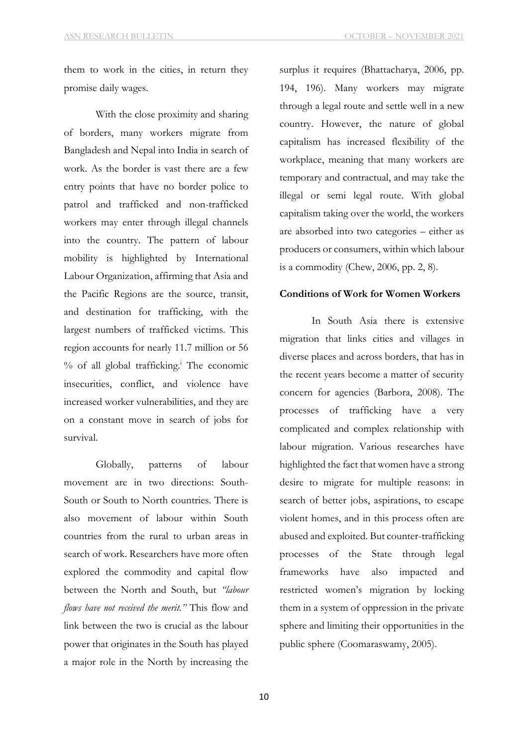them to work in the cities, in return they promise daily wages.

With the close proximity and sharing of borders, many workers migrate from Bangladesh and Nepal into India in search of work. As the border is vast there are a few entry points that have no border police to patrol and trafficked and non-trafficked workers may enter through illegal channels into the country. The pattern of labour mobility is highlighted by International Labour Organization, affirming that Asia and the Pacific Regions are the source, transit, and destination for trafficking, with the largest numbers of trafficked victims. This region accounts for nearly 11.7 million or 56 % of all global trafficking.[i] The economic insecurities, conflict, and violence have increased worker vulnerabilities, and they are on a constant move in search of jobs for survival.

Globally, patterns of labour movement are in two directions: South-South or South to North countries. There is also movement of labour within South countries from the rural to urban areas in search of work. Researchers have more often explored the commodity and capital flow between the North and South, but *"labour flows have not received the merit."* This flow and link between the two is crucial as the labour power that originates in the South has played a major role in the North by increasing the surplus it requires (Bhattacharya, 2006, pp. 194, 196). Many workers may migrate through a legal route and settle well in a new country. However, the nature of global capitalism has increased flexibility of the workplace, meaning that many workers are temporary and contractual, and may take the illegal or semi legal route. With global capitalism taking over the world, the workers are absorbed into two categories – either as producers or consumers, within which labour is a commodity (Chew, 2006, pp. 2, 8).

**Conditions of Work for Women Workers**

In South Asia there is extensive migration that links cities and villages in diverse places and across borders, that has in the recent years become a matter of security concern for agencies (Barbora, 2008). The processes of trafficking have a very complicated and complex relationship with labour migration. Various researches have highlighted the fact that women have a strong desire to migrate for multiple reasons: in search of better jobs, aspirations, to escape violent homes, and in this process often are abused and exploited. But counter-trafficking processes of the State through legal frameworks have also impacted and restricted women's migration by locking them in a system of oppression in the private sphere and limiting their opportunities in the public sphere (Coomaraswamy, 2005).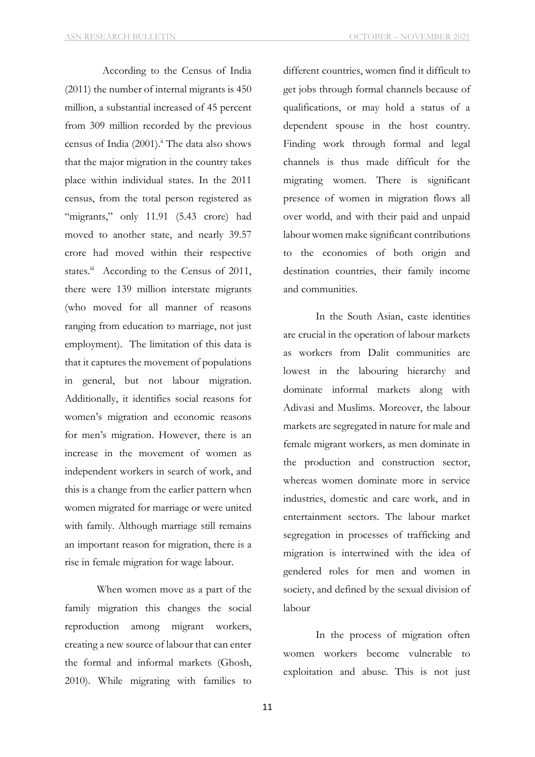According to the Census of India (2011) the number of internal migrants is 450 million, a substantial increased of 45 percent from 309 million recorded by the previous census of India (2001).[ii] The data also shows that the major migration in the country takes place within individual states. In the 2011 census, from the total person registered as "migrants," only 11.91 (5.43 crore) had moved to another state, and nearly 39.57 crore had moved within their respective states.[iii] According to the Census of 2011, there were 139 million interstate migrants (who moved for all manner of reasons ranging from education to marriage, not just employment). The limitation of this data is that it captures the movement of populations in general, but not labour migration. Additionally, it identifies social reasons for women's migration and economic reasons for men's migration. However, there is an increase in the movement of women as independent workers in search of work, and this is a change from the earlier pattern when women migrated for marriage or were united with family. Although marriage still remains an important reason for migration, there is a rise in female migration for wage labour.

When women move as a part of the family migration this changes the social reproduction among migrant workers, creating a new source of labour that can enter the formal and informal markets (Ghosh, 2010). While migrating with families to different countries, women find it difficult to get jobs through formal channels because of qualifications, or may hold a status of a dependent spouse in the host country. Finding work through formal and legal channels is thus made difficult for the migrating women. There is significant presence of women in migration flows all over world, and with their paid and unpaid labour women make significant contributions to the economies of both origin and destination countries, their family income and communities.

In the South Asian, caste identities are crucial in the operation of labour markets as workers from Dalit communities are lowest in the labouring hierarchy and dominate informal markets along with Adivasi and Muslims. Moreover, the labour markets are segregated in nature for male and female migrant workers, as men dominate in the production and construction sector, whereas women dominate more in service industries, domestic and care work, and in entertainment sectors. The labour market segregation in processes of trafficking and migration is intertwined with the idea of gendered roles for men and women in society, and defined by the sexual division of labour

In the process of migration often women workers become vulnerable to exploitation and abuse. This is not just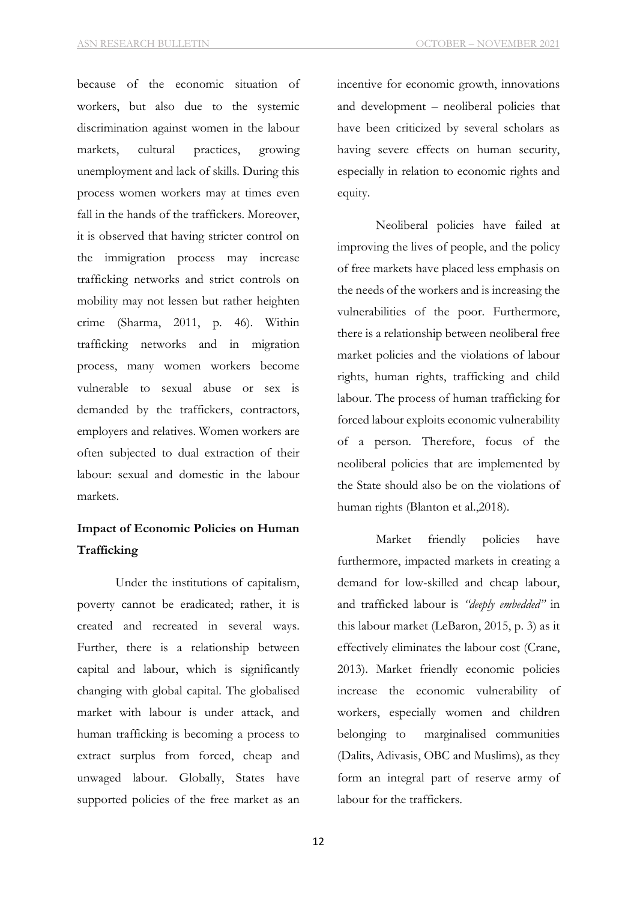because of the economic situation of workers, but also due to the systemic discrimination against women in the labour markets, cultural practices, growing unemployment and lack of skills. During this process women workers may at times even fall in the hands of the traffickers. Moreover, it is observed that having stricter control on the immigration process may increase trafficking networks and strict controls on mobility may not lessen but rather heighten crime (Sharma, 2011, p. 46). Within trafficking networks and in migration process, many women workers become vulnerable to sexual abuse or sex is demanded by the traffickers, contractors, employers and relatives. Women workers are often subjected to dual extraction of their labour: sexual and domestic in the labour markets.

## Impact of Economic Policies on Human Trafficking

Under the institutions of capitalism, poverty cannot be eradicated; rather, it is created and recreated in several ways. Further, there is a relationship between capital and labour, which is significantly changing with global capital. The globalised market with labour is under attack, and human trafficking is becoming a process to extract surplus from forced, cheap and unwaged labour. Globally, States have supported policies of the free market as an incentive for economic growth, innovations and development – neoliberal policies that have been criticized by several scholars as having severe effects on human security, especially in relation to economic rights and equity.

Neoliberal policies have failed at improving the lives of people, and the policy of free markets have placed less emphasis on the needs of the workers and is increasing the vulnerabilities of the poor. Furthermore, there is a relationship between neoliberal free market policies and the violations of labour rights, human rights, trafficking and child labour. The process of human trafficking for forced labour exploits economic vulnerability of a person. Therefore, focus of the neoliberal policies that are implemented by the State should also be on the violations of human rights (Blanton et al.,2018).

Market friendly policies have furthermore, impacted markets in creating a demand for low-skilled and cheap labour, and trafficked labour is *"deeply embedded"* in this labour market (LeBaron, 2015, p. 3) as it effectively eliminates the labour cost (Crane, 2013). Market friendly economic policies increase the economic vulnerability of workers, especially women and children belonging to marginalised communities (Dalits, Adivasis, OBC and Muslims), as they form an integral part of reserve army of labour for the traffickers.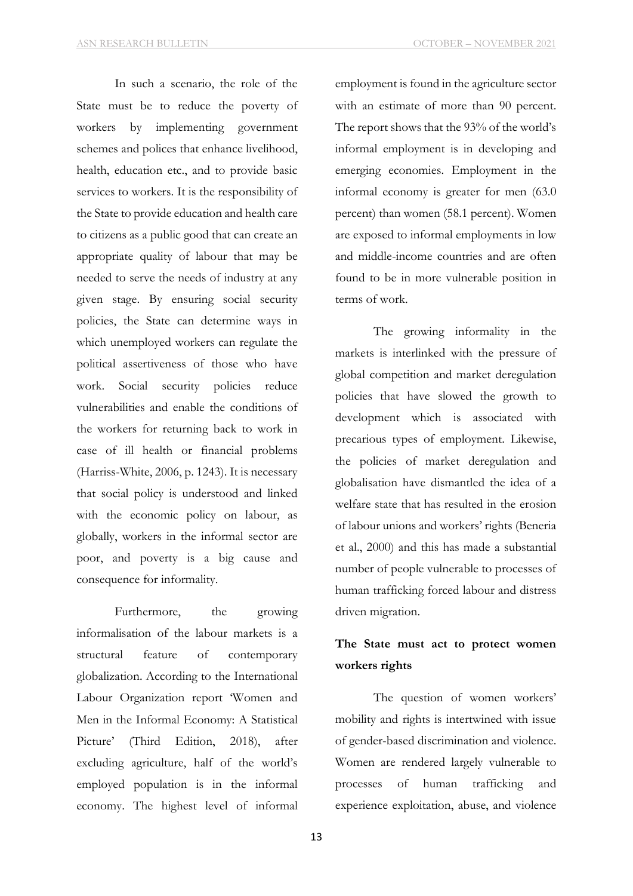In such a scenario, the role of the State must be to reduce the poverty of workers by implementing government schemes and polices that enhance livelihood, health, education etc., and to provide basic services to workers. It is the responsibility of the State to provide education and health care to citizens as a public good that can create an appropriate quality of labour that may be needed to serve the needs of industry at any given stage. By ensuring social security policies, the State can determine ways in which unemployed workers can regulate the political assertiveness of those who have work. Social security policies reduce vulnerabilities and enable the conditions of the workers for returning back to work in case of ill health or financial problems (Harriss-White, 2006, p. 1243). It is necessary that social policy is understood and linked with the economic policy on labour, as globally, workers in the informal sector are poor, and poverty is a big cause and consequence for informality.

Furthermore, the growing informalisation of the labour markets is a structural feature of contemporary globalization. According to the International Labour Organization report 'Women and Men in the Informal Economy: A Statistical Picture' (Third Edition, 2018), after excluding agriculture, half of the world's employed population is in the informal economy. The highest level of informal employment is found in the agriculture sector with an estimate of more than 90 percent. The report shows that the 93% of the world's informal employment is in developing and emerging economies. Employment in the informal economy is greater for men (63.0 percent) than women (58.1 percent). Women are exposed to informal employments in low and middle-income countries and are often found to be in more vulnerable position in terms of work.

The growing informality in the markets is interlinked with the pressure of global competition and market deregulation policies that have slowed the growth to development which is associated with precarious types of employment. Likewise, the policies of market deregulation and globalisation have dismantled the idea of a welfare state that has resulted in the erosion of labour unions and workers' rights (Beneria et al., 2000) and this has made a substantial number of people vulnerable to processes of human trafficking forced labour and distress driven migration.

## The State must act to protect women workers rights

The question of women workers' mobility and rights is intertwined with issue of gender-based discrimination and violence. Women are rendered largely vulnerable to processes of human trafficking and experience exploitation, abuse, and violence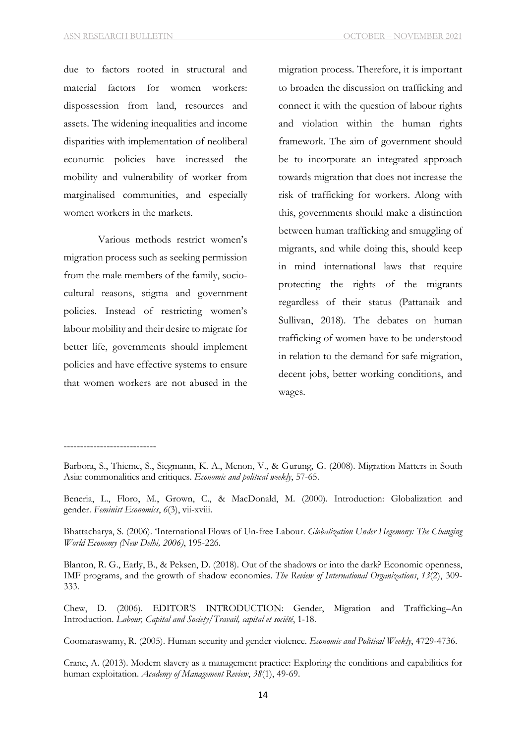due to factors rooted in structural and material factors for women workers: dispossession from land, resources and assets. The widening inequalities and income disparities with implementation of neoliberal economic policies have increased the mobility and vulnerability of worker from marginalised communities, and especially women workers in the markets.

Various methods restrict women's migration process such as seeking permission from the male members of the family, socio-cultural reasons, stigma and government policies. Instead of restricting women's labour mobility and their desire to migrate for better life, governments should implement policies and have effective systems to ensure that women workers are not abused in the migration process. Therefore, it is important to broaden the discussion on trafficking and connect it with the question of labour rights and violation within the human rights framework. The aim of government should be to incorporate an integrated approach towards migration that does not increase the risk of trafficking for workers. Along with this, governments should make a distinction between human trafficking and smuggling of migrants, and while doing this, should keep in mind international laws that require protecting the rights of the migrants regardless of their status (Pattanaik and Sullivan, 2018). The debates on human trafficking of women have to be understood in relation to the demand for safe migration, decent jobs, better working conditions, and wages.

----------------------------

Barbora, S., Thieme, S., Siegmann, K. A., Menon, V., & Gurung, G. (2008). Migration Matters in South Asia: commonalities and critiques. *Economic and political weekly*, 57-65.

Beneria, L., Floro, M., Grown, C., & MacDonald, M. (2000). Introduction: Globalization and gender. *Feminist Economics*, *6*(3), vii-xviii.

Bhattacharya, S. (2006). 'International Flows of Un-free Labour. *Globalization Under Hegemony: The Changing World Economy (New Delhi, 2006)*, 195-226.

Blanton, R. G., Early, B., & Peksen, D. (2018). Out of the shadows or into the dark? Economic openness, IMF programs, and the growth of shadow economies. *The Review of International Organizations*, *13*(2), 309-333.

Chew, D. (2006). EDITOR'S INTRODUCTION: Gender, Migration and Trafficking–An Introduction. *Labour, Capital and Society/Travail, capital et société*, 1-18.

Coomaraswamy, R. (2005). Human security and gender violence. *Economic and Political Weekly*, 4729-4736.

Crane, A. (2013). Modern slavery as a management practice: Exploring the conditions and capabilities for human exploitation. *Academy of Management Review*, *38*(1), 49-69.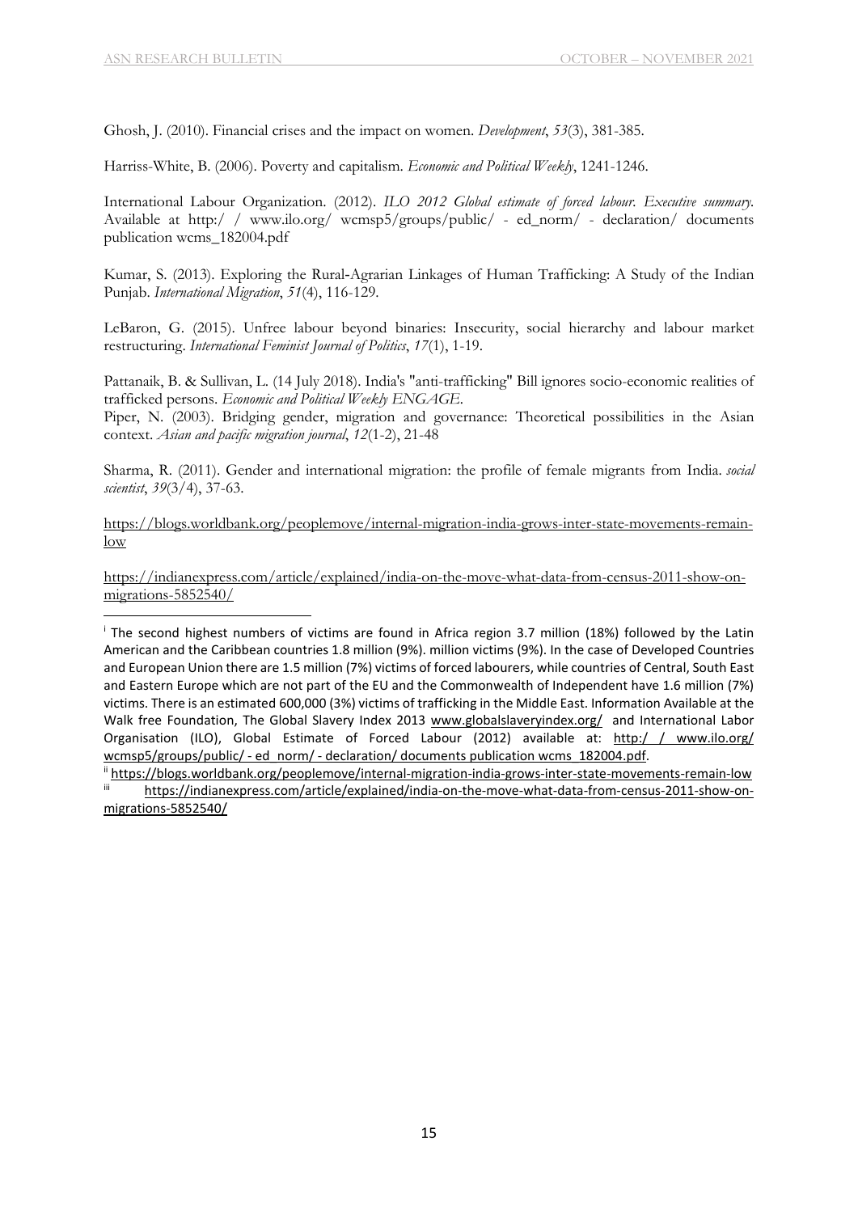Ghosh, J. (2010). Financial crises and the impact on women. *Development*, *53*(3), 381-385.

Harriss-White, B. (2006). Poverty and capitalism. *Economic and Political Weekly*, 1241-1246.

International Labour Organization. (2012). *ILO 2012 Global estimate of forced labour. Executive summary*. Available at http:/ / www.ilo.org/ wcmsp5/groups/public/ - ed_norm/ - declaration/ documents publication wcms_182004.pdf

Kumar, S. (2013). Exploring the Rural-Agrarian Linkages of Human Trafficking: A Study of the Indian Punjab. *International Migration*, *51*(4), 116-129.

LeBaron, G. (2015). Unfree labour beyond binaries: Insecurity, social hierarchy and labour market restructuring. *International Feminist Journal of Politics*, *17*(1), 1-19.

Pattanaik, B. & Sullivan, L. (14 July 2018). India's "anti-trafficking" Bill ignores socio-economic realities of trafficked persons. *Economic and Political Weekly ENGAGE*.

Piper, N. (2003). Bridging gender, migration and governance: Theoretical possibilities in the Asian context. *Asian and pacific migration journal*, *12*(1-2), 21-48

Sharma, R. (2011). Gender and international migration: the profile of female migrants from India. *social scientist*, *39*(3/4), 37-63.

https://blogs.worldbank.org/peoplemove/internal-migration-india-grows-inter-state-movements-remain-low

https://indianexpress.com/article/explained/india-on-the-move-what-data-from-census-2011-show-on-migrations-5852540/

---

[i] The second highest numbers of victims are found in Africa region 3.7 million (18%) followed by the Latin American and the Caribbean countries 1.8 million (9%). million victims (9%). In the case of Developed Countries and European Union there are 1.5 million (7%) victims of forced labourers, while countries of Central, South East and Eastern Europe which are not part of the EU and the Commonwealth of Independent have 1.6 million (7%) victims. There is an estimated 600,000 (3%) victims of trafficking in the Middle East. Information Available at the Walk free Foundation, The Global Slavery Index 2013 www.globalslaveryindex.org/ and International Labor Organisation (ILO), Global Estimate of Forced Labour (2012) available at: http:/ / www.ilo.org/ wcmsp5/groups/public/ - ed_norm/ - declaration/ documents publication wcms_182004.pdf.

[ii] https://blogs.worldbank.org/peoplemove/internal-migration-india-grows-inter-state-movements-remain-low

[iii] https://indianexpress.com/article/explained/india-on-the-move-what-data-from-census-2011-show-on-migrations-5852540/